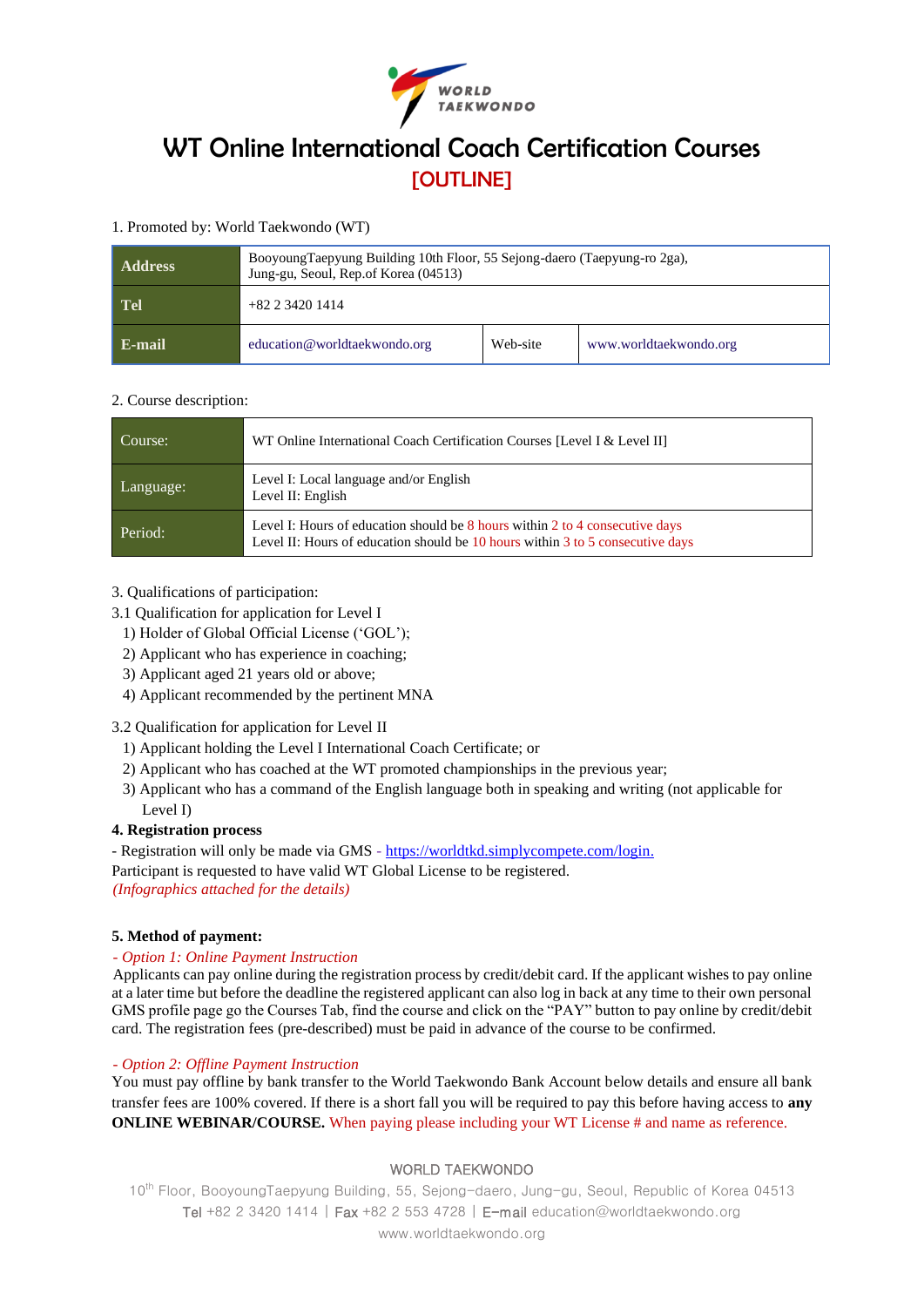# WT Online International Coach Certification Courses

## [OUTLINE]

1. Promoted by: World Taekwondo (WT)

| **Address** | BooyoungTaepyung Building 10th Floor, 55 Sejong-daero (Taepyung-ro 2ga), Jung-gu, Seoul, Rep.of Korea (04513) | | |
|---|---|---|---|
| **Tel** | +82 2 3420 1414 | | |
| **E-mail** | education@worldtaekwondo.org | Web-site | www.worldtaekwondo.org |

2. Course description:

| Course: | WT Online International Coach Certification Courses [Level I & Level II] |
|---|---|
| Language: | Level I: Local language and/or English<br>Level II: English |
| Period: | Level I: Hours of education should be 8 hours within 2 to 4 consecutive days<br>Level II: Hours of education should be 10 hours within 3 to 5 consecutive days |

3. Qualifications of participation:

3.1 Qualification for application for Level I

1) Holder of Global Official License ('GOL');
2) Applicant who has experience in coaching;
3) Applicant aged 21 years old or above;
4) Applicant recommended by the pertinent MNA

3.2 Qualification for application for Level II

1) Applicant holding the Level I International Coach Certificate; or
2) Applicant who has coached at the WT promoted championships in the previous year;
3) Applicant who has a command of the English language both in speaking and writing (not applicable for Level I)

**4. Registration process**

- Registration will only be made via GMS - https://worldtkd.simplycompete.com/login.

Participant is requested to have valid WT Global License to be registered.

*(Infographics attached for the details)*

**5. Method of payment:**

*- Option 1: Online Payment Instruction*

Applicants can pay online during the registration process by credit/debit card. If the applicant wishes to pay online at a later time but before the deadline the registered applicant can also log in back at any time to their own personal GMS profile page go the Courses Tab, find the course and click on the "PAY" button to pay online by credit/debit card. The registration fees (pre-described) must be paid in advance of the course to be confirmed.

*- Option 2: Offline Payment Instruction*

You must pay offline by bank transfer to the World Taekwondo Bank Account below details and ensure all bank transfer fees are 100% covered. If there is a short fall you will be required to pay this before having access to **any ONLINE WEBINAR/COURSE.** When paying please including your WT License # and name as reference.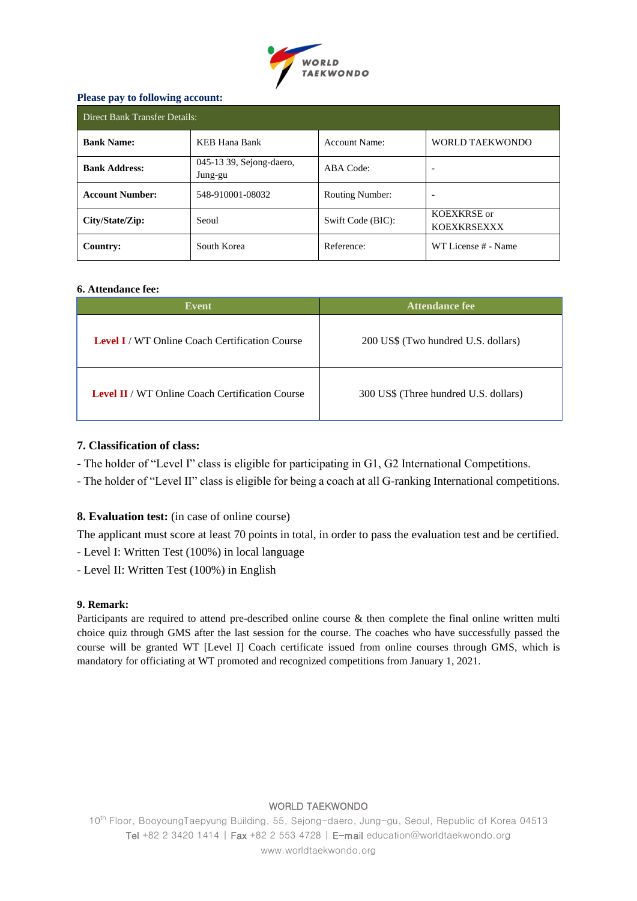**Please pay to following account:**

| Direct Bank Transfer Details: | | | |
|---|---|---|---|
| **Bank Name:** | KEB Hana Bank | Account Name: | WORLD TAEKWONDO |
| **Bank Address:** | 045-13 39, Sejong-daero, Jung-gu | ABA Code: | - |
| **Account Number:** | 548-910001-08032 | Routing Number: | - |
| **City/State/Zip:** | Seoul | Swift Code (BIC): | KOEXKRSE or KOEXKRSEXXX |
| **Country:** | South Korea | Reference: | WT License # - Name |

**6. Attendance fee:**

| Event | Attendance fee |
|---|---|
| **Level I** / WT Online Coach Certification Course | 200 US$ (Two hundred U.S. dollars) |
| **Level II** / WT Online Coach Certification Course | 300 US$ (Three hundred U.S. dollars) |

**7. Classification of class:**

- The holder of "Level I" class is eligible for participating in G1, G2 International Competitions.
- The holder of "Level II" class is eligible for being a coach at all G-ranking International competitions.

**8. Evaluation test:** (in case of online course)

The applicant must score at least 70 points in total, in order to pass the evaluation test and be certified.

- Level I: Written Test (100%) in local language
- Level II: Written Test (100%) in English

**9. Remark:**

Participants are required to attend pre-described online course & then complete the final online written multi choice quiz through GMS after the last session for the course. The coaches who have successfully passed the course will be granted WT [Level I] Coach certificate issued from online courses through GMS, which is mandatory for officiating at WT promoted and recognized competitions from January 1, 2021.